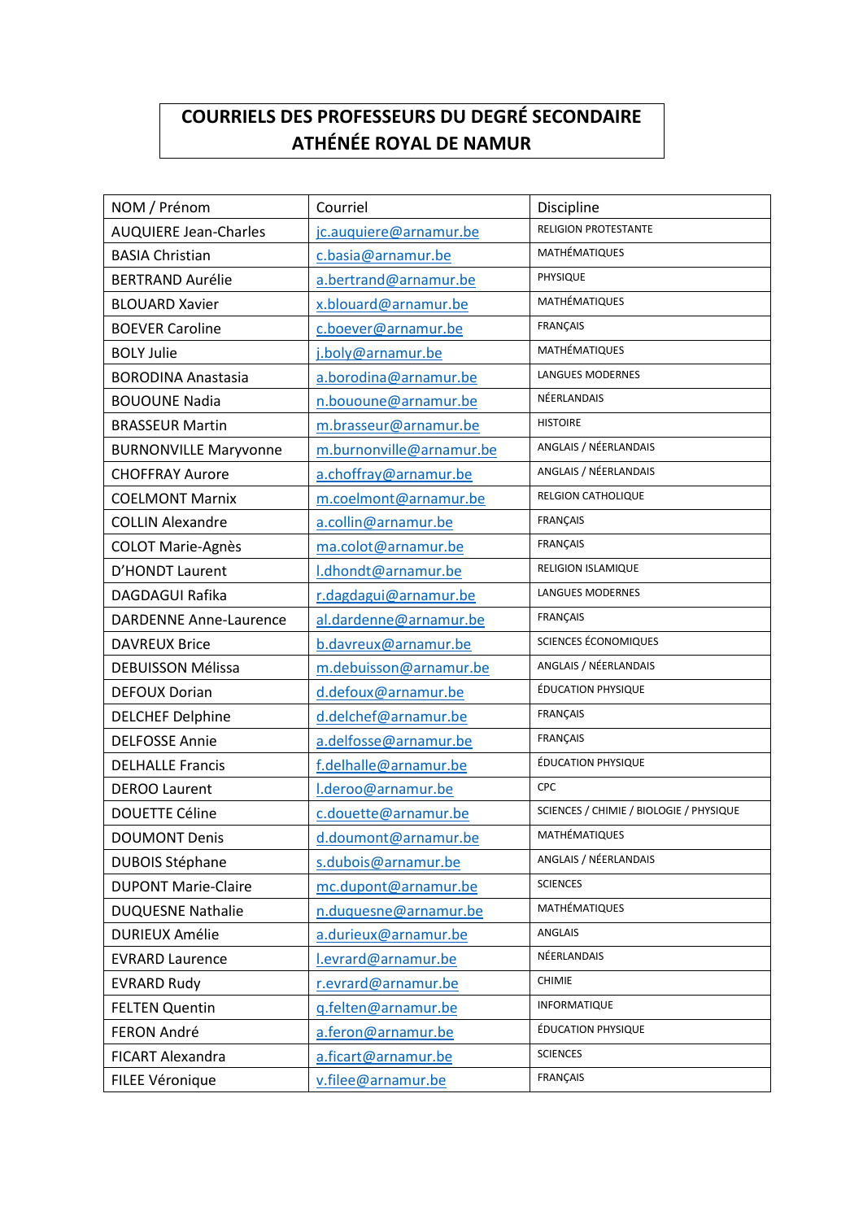# COURRIELS DES PROFESSEURS DU DEGRÉ SECONDAIRE
# ATHÉNÉE ROYAL DE NAMUR

| NOM / Prénom | Courriel | Discipline |
|---|---|---|
| AUQUIERE Jean-Charles | jc.auquiere@arnamur.be | RELIGION PROTESTANTE |
| BASIA Christian | c.basia@arnamur.be | MATHÉMATIQUES |
| BERTRAND Aurélie | a.bertrand@arnamur.be | PHYSIQUE |
| BLOUARD Xavier | x.blouard@arnamur.be | MATHÉMATIQUES |
| BOEVER Caroline | c.boever@arnamur.be | FRANÇAIS |
| BOLY Julie | j.boly@arnamur.be | MATHÉMATIQUES |
| BORODINA Anastasia | a.borodina@arnamur.be | LANGUES MODERNES |
| BOUOUNE Nadia | n.bououne@arnamur.be | NÉERLANDAIS |
| BRASSEUR Martin | m.brasseur@arnamur.be | HISTOIRE |
| BURNONVILLE Maryvonne | m.burnonville@arnamur.be | ANGLAIS / NÉERLANDAIS |
| CHOFFRAY Aurore | a.choffray@arnamur.be | ANGLAIS / NÉERLANDAIS |
| COELMONT Marnix | m.coelmont@arnamur.be | RELGION CATHOLIQUE |
| COLLIN Alexandre | a.collin@arnamur.be | FRANÇAIS |
| COLOT Marie-Agnès | ma.colot@arnamur.be | FRANÇAIS |
| D'HONDT Laurent | l.dhondt@arnamur.be | RELIGION ISLAMIQUE |
| DAGDAGUI Rafika | r.dagdagui@arnamur.be | LANGUES MODERNES |
| DARDENNE Anne-Laurence | al.dardenne@arnamur.be | FRANÇAIS |
| DAVREUX Brice | b.davreux@arnamur.be | SCIENCES ÉCONOMIQUES |
| DEBUISSON Mélissa | m.debuisson@arnamur.be | ANGLAIS / NÉERLANDAIS |
| DEFOUX Dorian | d.defoux@arnamur.be | ÉDUCATION PHYSIQUE |
| DELCHEF Delphine | d.delchef@arnamur.be | FRANÇAIS |
| DELFOSSE Annie | a.delfosse@arnamur.be | FRANÇAIS |
| DELHALLE Francis | f.delhalle@arnamur.be | ÉDUCATION PHYSIQUE |
| DEROO Laurent | l.deroo@arnamur.be | CPC |
| DOUETTE Céline | c.douette@arnamur.be | SCIENCES / CHIMIE / BIOLOGIE / PHYSIQUE |
| DOUMONT Denis | d.doumont@arnamur.be | MATHÉMATIQUES |
| DUBOIS Stéphane | s.dubois@arnamur.be | ANGLAIS / NÉERLANDAIS |
| DUPONT Marie-Claire | mc.dupont@arnamur.be | SCIENCES |
| DUQUESNE Nathalie | n.duquesne@arnamur.be | MATHÉMATIQUES |
| DURIEUX Amélie | a.durieux@arnamur.be | ANGLAIS |
| EVRARD Laurence | l.evrard@arnamur.be | NÉERLANDAIS |
| EVRARD Rudy | r.evrard@arnamur.be | CHIMIE |
| FELTEN Quentin | q.felten@arnamur.be | INFORMATIQUE |
| FERON André | a.feron@arnamur.be | ÉDUCATION PHYSIQUE |
| FICART Alexandra | a.ficart@arnamur.be | SCIENCES |
| FILEE Véronique | v.filee@arnamur.be | FRANÇAIS |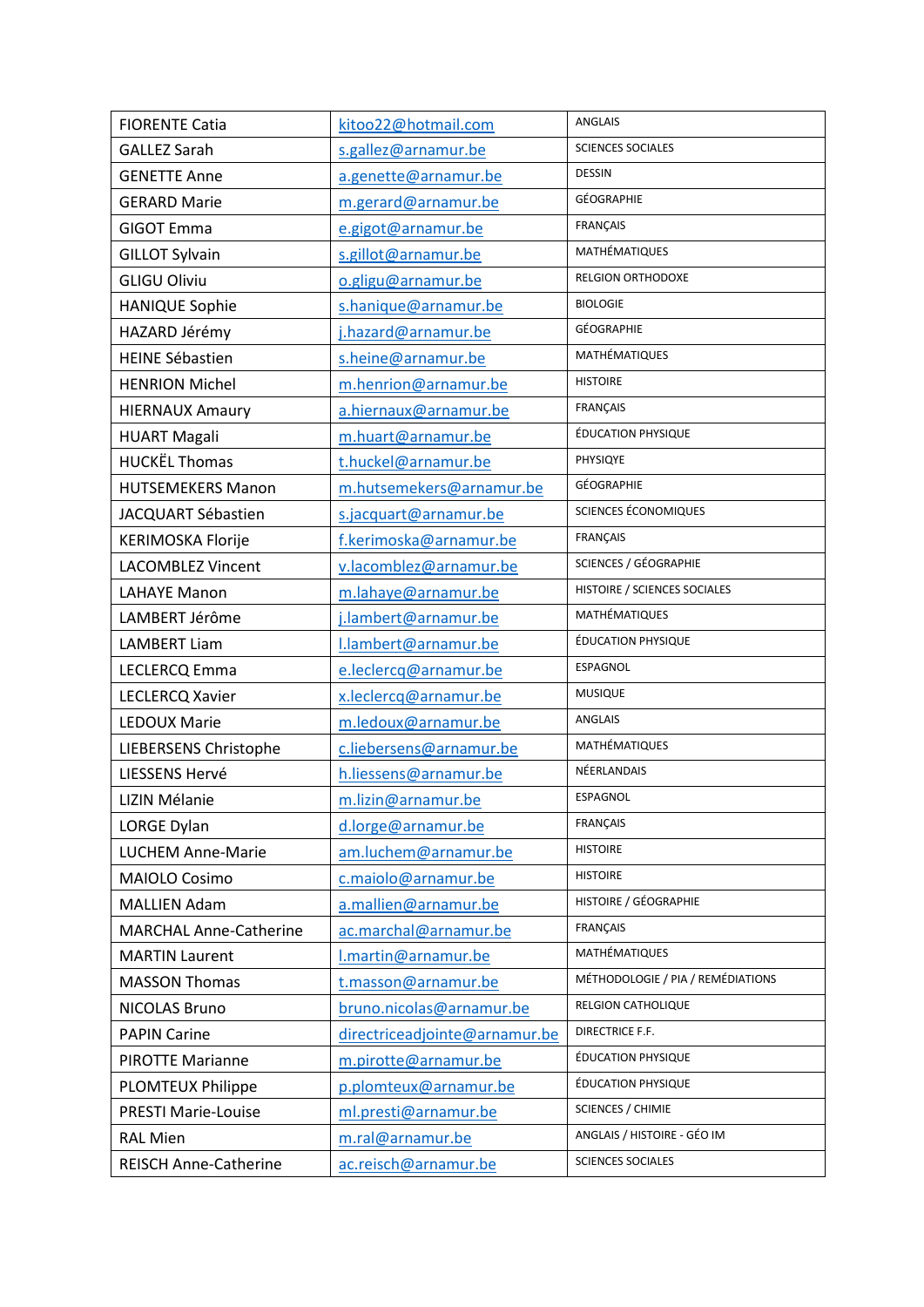| FIORENTE Catia | kitoo22@hotmail.com | ANGLAIS |
|---|---|---|
| GALLEZ Sarah | s.gallez@arnamur.be | SCIENCES SOCIALES |
| GENETTE Anne | a.genette@arnamur.be | DESSIN |
| GERARD Marie | m.gerard@arnamur.be | GÉOGRAPHIE |
| GIGOT Emma | e.gigot@arnamur.be | FRANÇAIS |
| GILLOT Sylvain | s.gillot@arnamur.be | MATHÉMATIQUES |
| GLIGU Oliviu | o.gligu@arnamur.be | RELGION ORTHODOXE |
| HANIQUE Sophie | s.hanique@arnamur.be | BIOLOGIE |
| HAZARD Jérémy | j.hazard@arnamur.be | GÉOGRAPHIE |
| HEINE Sébastien | s.heine@arnamur.be | MATHÉMATIQUES |
| HENRION Michel | m.henrion@arnamur.be | HISTOIRE |
| HIERNAUX Amaury | a.hiernaux@arnamur.be | FRANÇAIS |
| HUART Magali | m.huart@arnamur.be | ÉDUCATION PHYSIQUE |
| HUCKËL Thomas | t.huckel@arnamur.be | PHYSIQYE |
| HUTSEMEKERS Manon | m.hutsemekers@arnamur.be | GÉOGRAPHIE |
| JACQUART Sébastien | s.jacquart@arnamur.be | SCIENCES ÉCONOMIQUES |
| KERIMOSKA Florije | f.kerimoska@arnamur.be | FRANÇAIS |
| LACOMBLEZ Vincent | v.lacomblez@arnamur.be | SCIENCES / GÉOGRAPHIE |
| LAHAYE Manon | m.lahaye@arnamur.be | HISTOIRE / SCIENCES SOCIALES |
| LAMBERT Jérôme | j.lambert@arnamur.be | MATHÉMATIQUES |
| LAMBERT Liam | l.lambert@arnamur.be | ÉDUCATION PHYSIQUE |
| LECLERCQ Emma | e.leclercq@arnamur.be | ESPAGNOL |
| LECLERCQ Xavier | x.leclercq@arnamur.be | MUSIQUE |
| LEDOUX Marie | m.ledoux@arnamur.be | ANGLAIS |
| LIEBERSENS Christophe | c.liebersens@arnamur.be | MATHÉMATIQUES |
| LIESSENS Hervé | h.liessens@arnamur.be | NÉERLANDAIS |
| LIZIN Mélanie | m.lizin@arnamur.be | ESPAGNOL |
| LORGE Dylan | d.lorge@arnamur.be | FRANÇAIS |
| LUCHEM Anne-Marie | am.luchem@arnamur.be | HISTOIRE |
| MAIOLO Cosimo | c.maiolo@arnamur.be | HISTOIRE |
| MALLIEN Adam | a.mallien@arnamur.be | HISTOIRE / GÉOGRAPHIE |
| MARCHAL Anne-Catherine | ac.marchal@arnamur.be | FRANÇAIS |
| MARTIN Laurent | l.martin@arnamur.be | MATHÉMATIQUES |
| MASSON Thomas | t.masson@arnamur.be | MÉTHODOLOGIE / PIA / REMÉDIATIONS |
| NICOLAS Bruno | bruno.nicolas@arnamur.be | RELGION CATHOLIQUE |
| PAPIN Carine | directriceadjointe@arnamur.be | DIRECTRICE F.F. |
| PIROTTE Marianne | m.pirotte@arnamur.be | ÉDUCATION PHYSIQUE |
| PLOMTEUX Philippe | p.plomteux@arnamur.be | ÉDUCATION PHYSIQUE |
| PRESTI Marie-Louise | ml.presti@arnamur.be | SCIENCES / CHIMIE |
| RAL Mien | m.ral@arnamur.be | ANGLAIS / HISTOIRE - GÉO IM |
| REISCH Anne-Catherine | ac.reisch@arnamur.be | SCIENCES SOCIALES |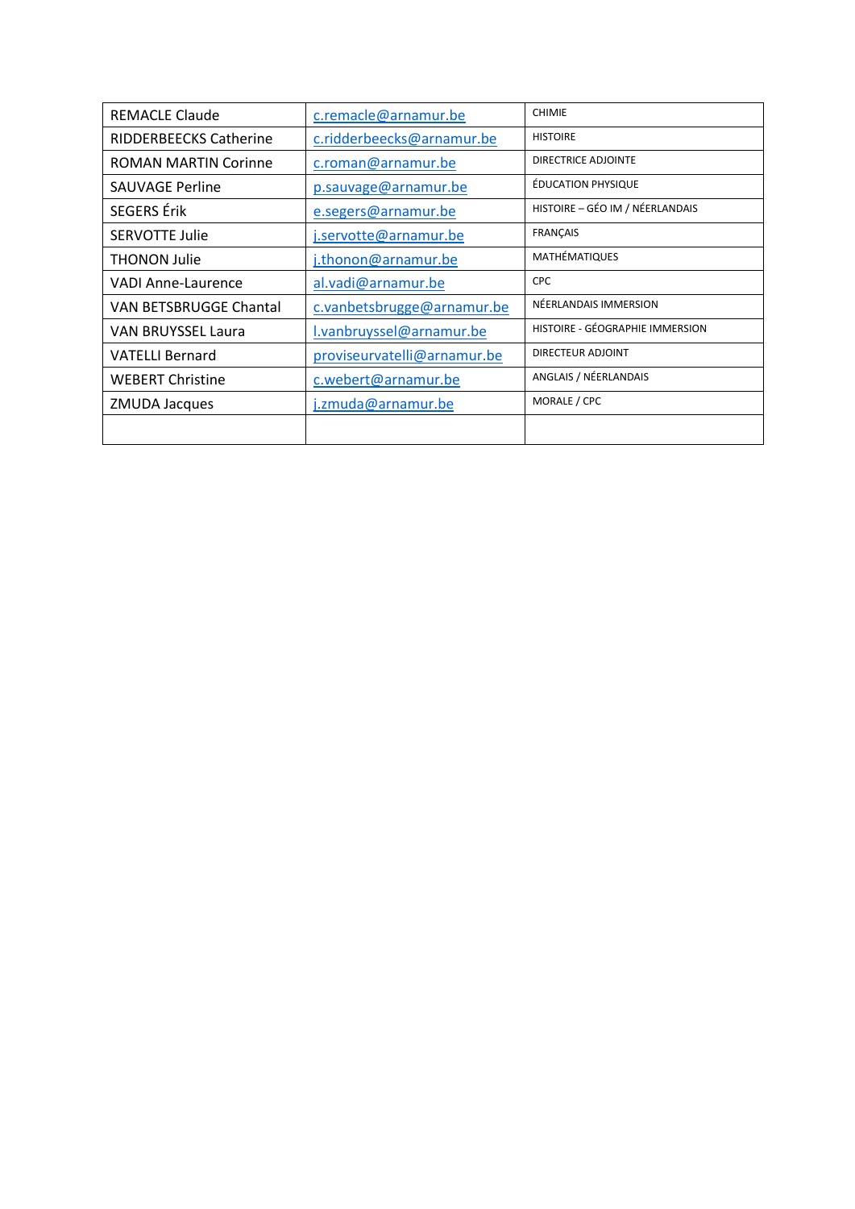| | | |
|---|---|---|
| REMACLE Claude | c.remacle@arnamur.be | CHIMIE |
| RIDDERBEECKS Catherine | c.ridderbeecks@arnamur.be | HISTOIRE |
| ROMAN MARTIN Corinne | c.roman@arnamur.be | DIRECTRICE ADJOINTE |
| SAUVAGE Perline | p.sauvage@arnamur.be | ÉDUCATION PHYSIQUE |
| SEGERS Érik | e.segers@arnamur.be | HISTOIRE – GÉO IM / NÉERLANDAIS |
| SERVOTTE Julie | j.servotte@arnamur.be | FRANÇAIS |
| THONON Julie | j.thonon@arnamur.be | MATHÉMATIQUES |
| VADI Anne-Laurence | al.vadi@arnamur.be | CPC |
| VAN BETSBRUGGE Chantal | c.vanbetsbrugge@arnamur.be | NÉERLANDAIS IMMERSION |
| VAN BRUYSSEL Laura | l.vanbruyssel@arnamur.be | HISTOIRE - GÉOGRAPHIE IMMERSION |
| VATELLI Bernard | proviseurvatelli@arnamur.be | DIRECTEUR ADJOINT |
| WEBERT Christine | c.webert@arnamur.be | ANGLAIS / NÉERLANDAIS |
| ZMUDA Jacques | j.zmuda@arnamur.be | MORALE / CPC |
| | | |